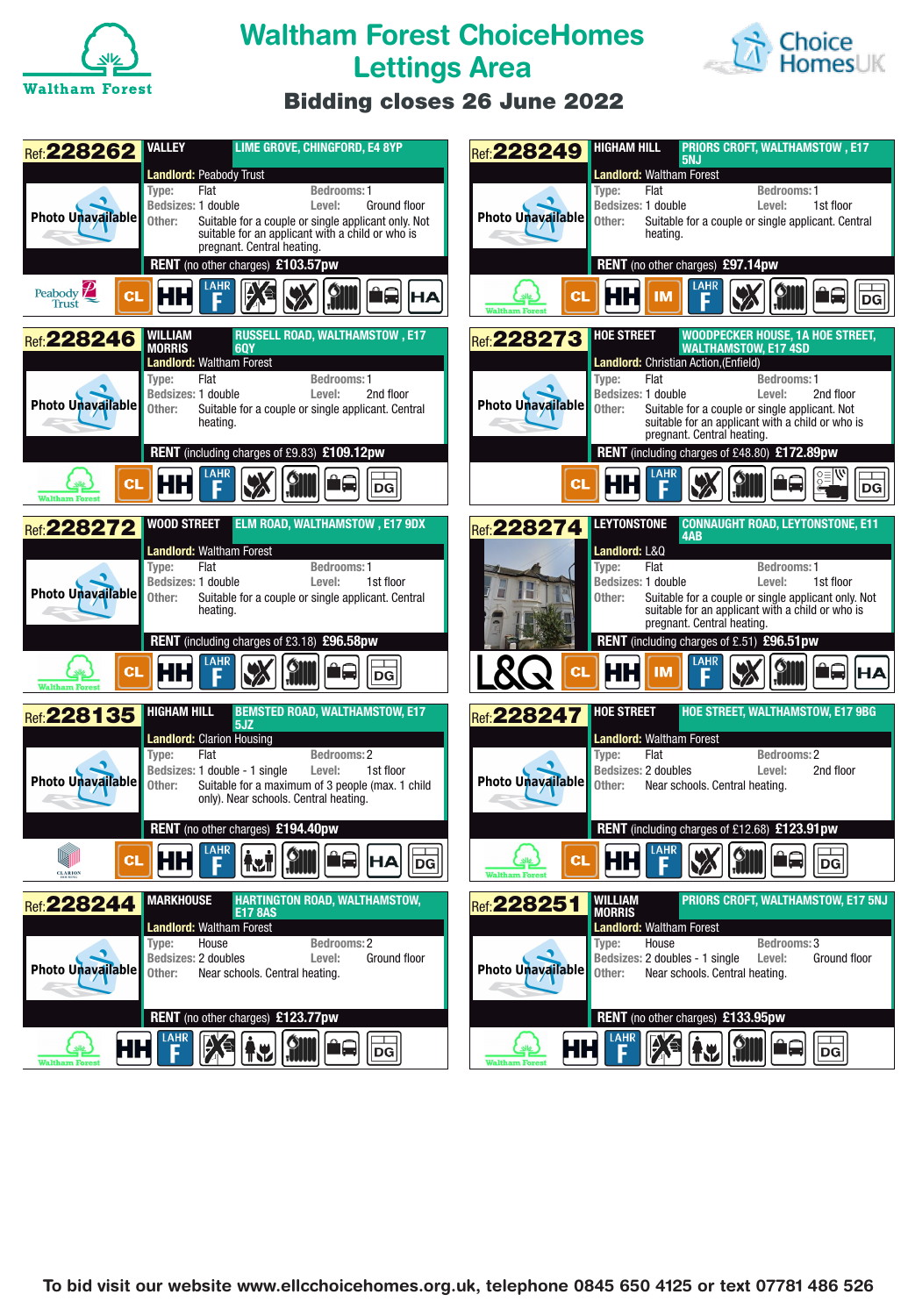# Waltham Forest ChoiceHomes Lettings Area

## Bidding closes 26 June 2022

### Ref: 228262

**VALLEY** — LIME GROVE, CHINGFORD, E4 8YP

**Landlord:** Peabody Trust

- **Type:** Flat
- **Bedrooms:** 1
- **Bedsizes:** 1 double
- **Level:** Ground floor
- **Other:** Suitable for a couple or single applicant only. Not suitable for an applicant with a child or who is pregnant. Central heating.

**RENT** (no other charges) **£103.57pw**

CL HH LAHR F HA

### Ref: 228249

**HIGHAM HILL** — PRIORS CROFT, WALTHAMSTOW, E17 5NJ

**Landlord:** Waltham Forest

- **Type:** Flat
- **Bedrooms:** 1
- **Bedsizes:** 1 double
- **Level:** 1st floor
- **Other:** Suitable for a couple or single applicant. Central heating.

**RENT** (no other charges) **£97.14pw**

CL HH IM LAHR F DG

### Ref: 228246

**WILLIAM MORRIS** — RUSSELL ROAD, WALTHAMSTOW, E17 6QY

**Landlord:** Waltham Forest

- **Type:** Flat
- **Bedrooms:** 1
- **Bedsizes:** 1 double
- **Level:** 2nd floor
- **Other:** Suitable for a couple or single applicant. Central heating.

**RENT** (including charges of £9.83) **£109.12pw**

CL HH LAHR F DG

### Ref: 228273

**HOE STREET** — WOODPECKER HOUSE, 1A HOE STREET, WALTHAMSTOW, E17 4SD

**Landlord:** Christian Action,(Enfield)

- **Type:** Flat
- **Bedrooms:** 1
- **Bedsizes:** 1 double
- **Level:** 2nd floor
- **Other:** Suitable for a couple or single applicant. Not suitable for an applicant with a child or who is pregnant. Central heating.

**RENT** (including charges of £48.80) **£172.89pw**

CL HH LAHR F DG

### Ref: 228272

**WOOD STREET** — ELM ROAD, WALTHAMSTOW, E17 9DX

**Landlord:** Waltham Forest

- **Type:** Flat
- **Bedrooms:** 1
- **Bedsizes:** 1 double
- **Level:** 1st floor
- **Other:** Suitable for a couple or single applicant. Central heating.

**RENT** (including charges of £3.18) **£96.58pw**

CL HH LAHR F DG

### Ref: 228274

**LEYTONSTONE** — CONNAUGHT ROAD, LEYTONSTONE, E11 4AB

**Landlord:** L&Q

- **Type:** Flat
- **Bedrooms:** 1
- **Bedsizes:** 1 double
- **Level:** 1st floor
- **Other:** Suitable for a couple or single applicant only. Not suitable for an applicant with a child or who is pregnant. Central heating.

**RENT** (including charges of £.51) **£96.51pw**

CL HH IM LAHR F HA

### Ref: 228135

**HIGHAM HILL** — BEMSTED ROAD, WALTHAMSTOW, E17 5JZ

**Landlord:** Clarion Housing

- **Type:** Flat
- **Bedrooms:** 2
- **Bedsizes:** 1 double - 1 single
- **Level:** 1st floor
- **Other:** Suitable for a maximum of 3 people (max. 1 child only). Near schools. Central heating.

**RENT** (no other charges) **£194.40pw**

CL HH LAHR F HA DG

### Ref: 228247

**HOE STREET** — HOE STREET, WALTHAMSTOW, E17 9BG

**Landlord:** Waltham Forest

- **Type:** Flat
- **Bedrooms:** 2
- **Bedsizes:** 2 doubles
- **Level:** 2nd floor
- **Other:** Near schools. Central heating.

**RENT** (including charges of £12.68) **£123.91pw**

CL HH LAHR F DG

### Ref: 228244

**MARKHOUSE** — HARTINGTON ROAD, WALTHAMSTOW, E17 8AS

**Landlord:** Waltham Forest

- **Type:** House
- **Bedrooms:** 2
- **Bedsizes:** 2 doubles
- **Level:** Ground floor
- **Other:** Near schools. Central heating.

**RENT** (no other charges) **£123.77pw**

HH LAHR F DG

### Ref: 228251

**WILLIAM MORRIS** — PRIORS CROFT, WALTHAMSTOW, E17 5NJ

**Landlord:** Waltham Forest

- **Type:** House
- **Bedrooms:** 3
- **Bedsizes:** 2 doubles - 1 single
- **Level:** Ground floor
- **Other:** Near schools. Central heating.

**RENT** (no other charges) **£133.95pw**

HH LAHR F DG

---

**To bid visit our website www.ellcchoicehomes.org.uk, telephone 0845 650 4125 or text 07781 486 526**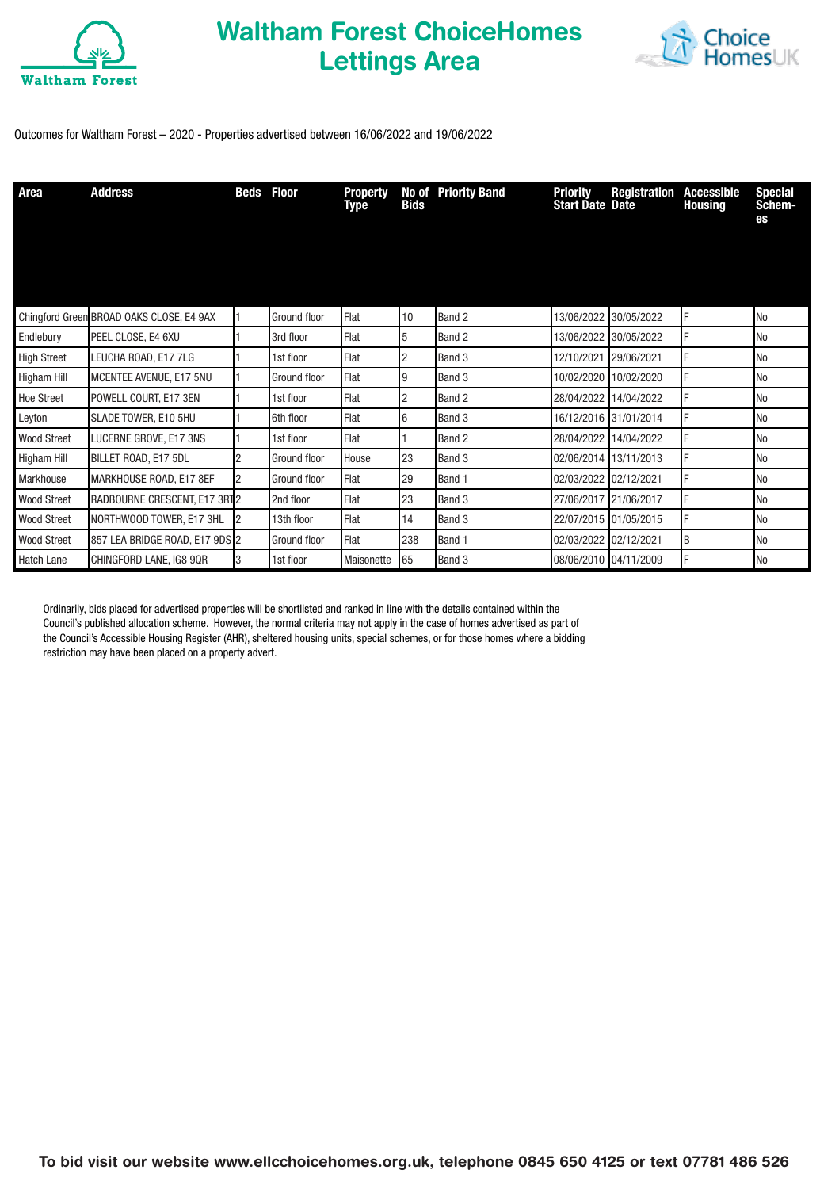# Waltham Forest ChoiceHomes Lettings Area

Outcomes for Waltham Forest – 2020 - Properties advertised between 16/06/2022 and 19/06/2022

| Area | Address | Beds | Floor | Property Type | No of Bids | Priority Band | Priority Start Date | Registration Date | Accessible Housing | Special Schemes |
|---|---|---|---|---|---|---|---|---|---|---|
| Chingford Green | BROAD OAKS CLOSE, E4 9AX | 1 | Ground floor | Flat | 10 | Band 2 | 13/06/2022 | 30/05/2022 | F | No |
| Endlebury | PEEL CLOSE, E4 6XU | 1 | 3rd floor | Flat | 5 | Band 2 | 13/06/2022 | 30/05/2022 | F | No |
| High Street | LEUCHA ROAD, E17 7LG | 1 | 1st floor | Flat | 2 | Band 3 | 12/10/2021 | 29/06/2021 | F | No |
| Higham Hill | MCENTEE AVENUE, E17 5NU | 1 | Ground floor | Flat | 9 | Band 3 | 10/02/2020 | 10/02/2020 | F | No |
| Hoe Street | POWELL COURT, E17 3EN | 1 | 1st floor | Flat | 2 | Band 2 | 28/04/2022 | 14/04/2022 | F | No |
| Leyton | SLADE TOWER, E10 5HU | 1 | 6th floor | Flat | 6 | Band 3 | 16/12/2016 | 31/01/2014 | F | No |
| Wood Street | LUCERNE GROVE, E17 3NS | 1 | 1st floor | Flat | 1 | Band 2 | 28/04/2022 | 14/04/2022 | F | No |
| Higham Hill | BILLET ROAD, E17 5DL | 2 | Ground floor | House | 23 | Band 3 | 02/06/2014 | 13/11/2013 | F | No |
| Markhouse | MARKHOUSE ROAD, E17 8EF | 2 | Ground floor | Flat | 29 | Band 1 | 02/03/2022 | 02/12/2021 | F | No |
| Wood Street | RADBOURNE CRESCENT, E17 3RT | 2 | 2nd floor | Flat | 23 | Band 3 | 27/06/2017 | 21/06/2017 | F | No |
| Wood Street | NORTHWOOD TOWER, E17 3HL | 2 | 13th floor | Flat | 14 | Band 3 | 22/07/2015 | 01/05/2015 | F | No |
| Wood Street | 857 LEA BRIDGE ROAD, E17 9DS | 2 | Ground floor | Flat | 238 | Band 1 | 02/03/2022 | 02/12/2021 | B | No |
| Hatch Lane | CHINGFORD LANE, IG8 9QR | 3 | 1st floor | Maisonette | 65 | Band 3 | 08/06/2010 | 04/11/2009 | F | No |

Ordinarily, bids placed for advertised properties will be shortlisted and ranked in line with the details contained within the Council's published allocation scheme. However, the normal criteria may not apply in the case of homes advertised as part of the Council's Accessible Housing Register (AHR), sheltered housing units, special schemes, or for those homes where a bidding restriction may have been placed on a property advert.

**To bid visit our website www.ellcchoicehomes.org.uk, telephone 0845 650 4125 or text 07781 486 526**